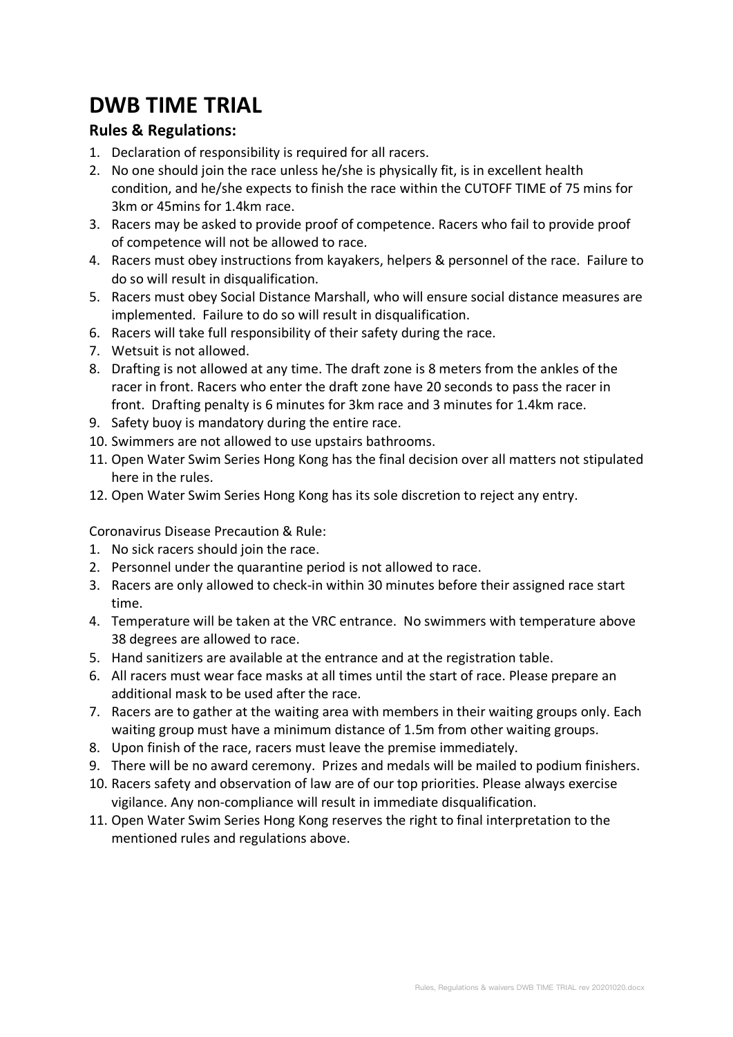# DWB TIME TRIAL

## Rules & Regulations:

1. Declaration of responsibility is required for all racers.
2. No one should join the race unless he/she is physically fit, is in excellent health condition, and he/she expects to finish the race within the CUTOFF TIME of 75 mins for 3km or 45mins for 1.4km race.
3. Racers may be asked to provide proof of competence. Racers who fail to provide proof of competence will not be allowed to race.
4. Racers must obey instructions from kayakers, helpers & personnel of the race. Failure to do so will result in disqualification.
5. Racers must obey Social Distance Marshall, who will ensure social distance measures are implemented. Failure to do so will result in disqualification.
6. Racers will take full responsibility of their safety during the race.
7. Wetsuit is not allowed.
8. Drafting is not allowed at any time. The draft zone is 8 meters from the ankles of the racer in front. Racers who enter the draft zone have 20 seconds to pass the racer in front. Drafting penalty is 6 minutes for 3km race and 3 minutes for 1.4km race.
9. Safety buoy is mandatory during the entire race.
10. Swimmers are not allowed to use upstairs bathrooms.
11. Open Water Swim Series Hong Kong has the final decision over all matters not stipulated here in the rules.
12. Open Water Swim Series Hong Kong has its sole discretion to reject any entry.

Coronavirus Disease Precaution & Rule:

1. No sick racers should join the race.
2. Personnel under the quarantine period is not allowed to race.
3. Racers are only allowed to check-in within 30 minutes before their assigned race start time.
4. Temperature will be taken at the VRC entrance. No swimmers with temperature above 38 degrees are allowed to race.
5. Hand sanitizers are available at the entrance and at the registration table.
6. All racers must wear face masks at all times until the start of race. Please prepare an additional mask to be used after the race.
7. Racers are to gather at the waiting area with members in their waiting groups only. Each waiting group must have a minimum distance of 1.5m from other waiting groups.
8. Upon finish of the race, racers must leave the premise immediately.
9. There will be no award ceremony. Prizes and medals will be mailed to podium finishers.
10. Racers safety and observation of law are of our top priorities. Please always exercise vigilance. Any non-compliance will result in immediate disqualification.
11. Open Water Swim Series Hong Kong reserves the right to final interpretation to the mentioned rules and regulations above.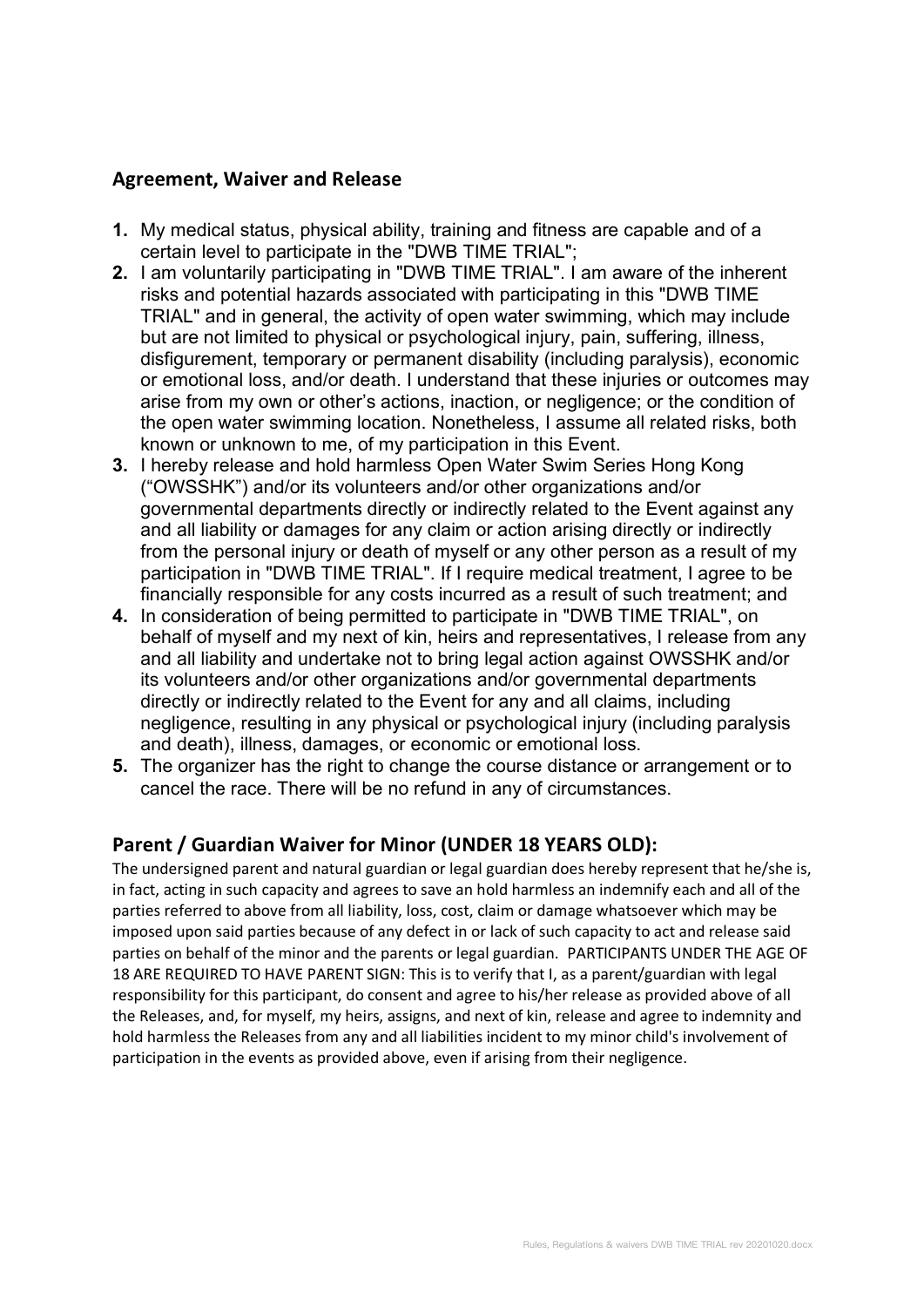## Agreement, Waiver and Release

1. My medical status, physical ability, training and fitness are capable and of a certain level to participate in the "DWB TIME TRIAL";
2. I am voluntarily participating in "DWB TIME TRIAL". I am aware of the inherent risks and potential hazards associated with participating in this "DWB TIME TRIAL" and in general, the activity of open water swimming, which may include but are not limited to physical or psychological injury, pain, suffering, illness, disfigurement, temporary or permanent disability (including paralysis), economic or emotional loss, and/or death. I understand that these injuries or outcomes may arise from my own or other's actions, inaction, or negligence; or the condition of the open water swimming location. Nonetheless, I assume all related risks, both known or unknown to me, of my participation in this Event.
3. I hereby release and hold harmless Open Water Swim Series Hong Kong ("OWSSHK") and/or its volunteers and/or other organizations and/or governmental departments directly or indirectly related to the Event against any and all liability or damages for any claim or action arising directly or indirectly from the personal injury or death of myself or any other person as a result of my participation in "DWB TIME TRIAL". If I require medical treatment, I agree to be financially responsible for any costs incurred as a result of such treatment; and
4. In consideration of being permitted to participate in "DWB TIME TRIAL", on behalf of myself and my next of kin, heirs and representatives, I release from any and all liability and undertake not to bring legal action against OWSSHK and/or its volunteers and/or other organizations and/or governmental departments directly or indirectly related to the Event for any and all claims, including negligence, resulting in any physical or psychological injury (including paralysis and death), illness, damages, or economic or emotional loss.
5. The organizer has the right to change the course distance or arrangement or to cancel the race. There will be no refund in any of circumstances.

## Parent / Guardian Waiver for Minor (UNDER 18 YEARS OLD):

The undersigned parent and natural guardian or legal guardian does hereby represent that he/she is, in fact, acting in such capacity and agrees to save an hold harmless an indemnify each and all of the parties referred to above from all liability, loss, cost, claim or damage whatsoever which may be imposed upon said parties because of any defect in or lack of such capacity to act and release said parties on behalf of the minor and the parents or legal guardian. PARTICIPANTS UNDER THE AGE OF 18 ARE REQUIRED TO HAVE PARENT SIGN: This is to verify that I, as a parent/guardian with legal responsibility for this participant, do consent and agree to his/her release as provided above of all the Releases, and, for myself, my heirs, assigns, and next of kin, release and agree to indemnity and hold harmless the Releases from any and all liabilities incident to my minor child's involvement of participation in the events as provided above, even if arising from their negligence.